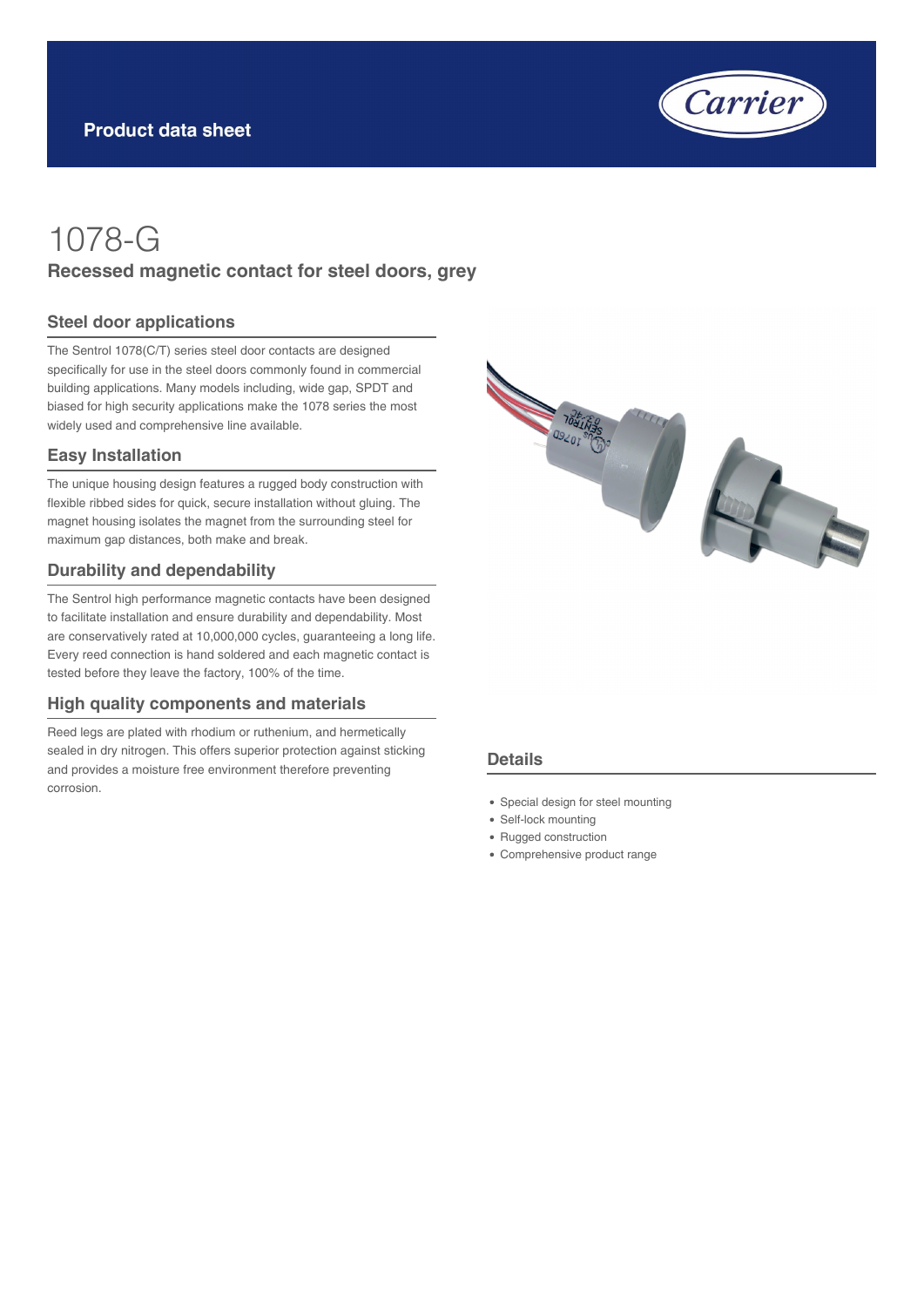Product data sheet

# 1078-G

## Recessed magnetic contact for steel doors, grey

### Steel door applications

The Sentrol 1078(C/T) series steel door contacts are designed specifically for use in the steel doors commonly found in commercial building applications. Many models including, wide gap, SPDT and biased for high security applications make the 1078 series the most widely used and comprehensive line available.

### Easy Installation

The unique housing design features a rugged body construction with flexible ribbed sides for quick, secure installation without gluing. The magnet housing isolates the magnet from the surrounding steel for maximum gap distances, both make and break.

### Durability and dependability

The Sentrol high performance magnetic contacts have been designed to facilitate installation and ensure durability and dependability. Most are conservatively rated at 10,000,000 cycles, guaranteeing a long life. Every reed connection is hand soldered and each magnetic contact is tested before they leave the factory, 100% of the time.

### High quality components and materials

Reed legs are plated with rhodium or ruthenium, and hermetically sealed in dry nitrogen. This offers superior protection against sticking and provides a moisture free environment therefore preventing corrosion.

### Details

- Special design for steel mounting
- Self-lock mounting
- Rugged construction
- Comprehensive product range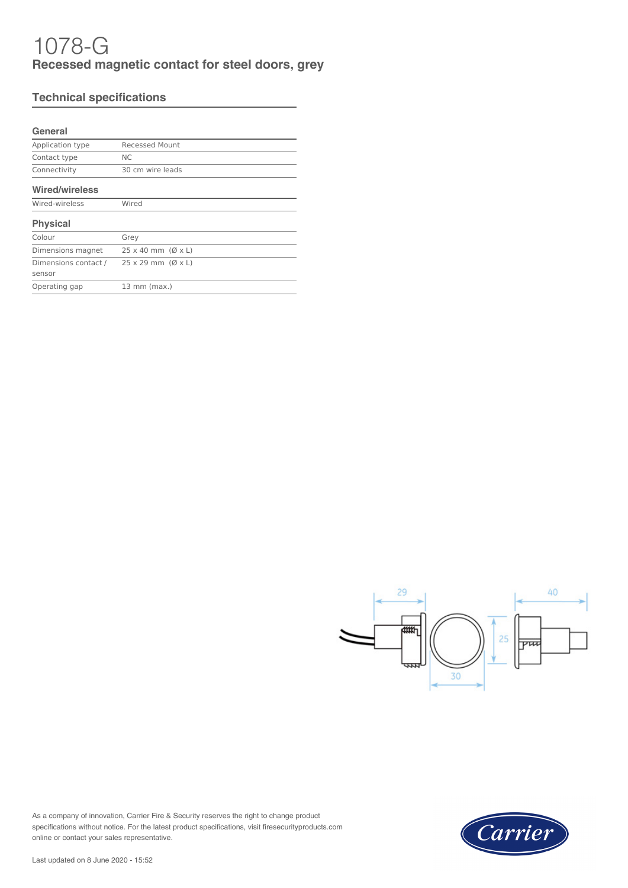# 1078-G

**Recessed magnetic contact for steel doors, grey**

## Technical specifications

### General

| | |
|---|---|
| Application type | Recessed Mount |
| Contact type | NC |
| Connectivity | 30 cm wire leads |

### Wired/wireless

| | |
|---|---|
| Wired-wireless | Wired |

### Physical

| | |
|---|---|
| Colour | Grey |
| Dimensions magnet | 25 x 40 mm (Ø x L) |
| Dimensions contact / sensor | 25 x 29 mm (Ø x L) |
| Operating gap | 13 mm (max.) |

29
40
25
30

As a company of innovation, Carrier Fire & Security reserves the right to change product specifications without notice. For the latest product specifications, visit firesecurityproducts.com online or contact your sales representative.

Last updated on 8 June 2020 - 15:52